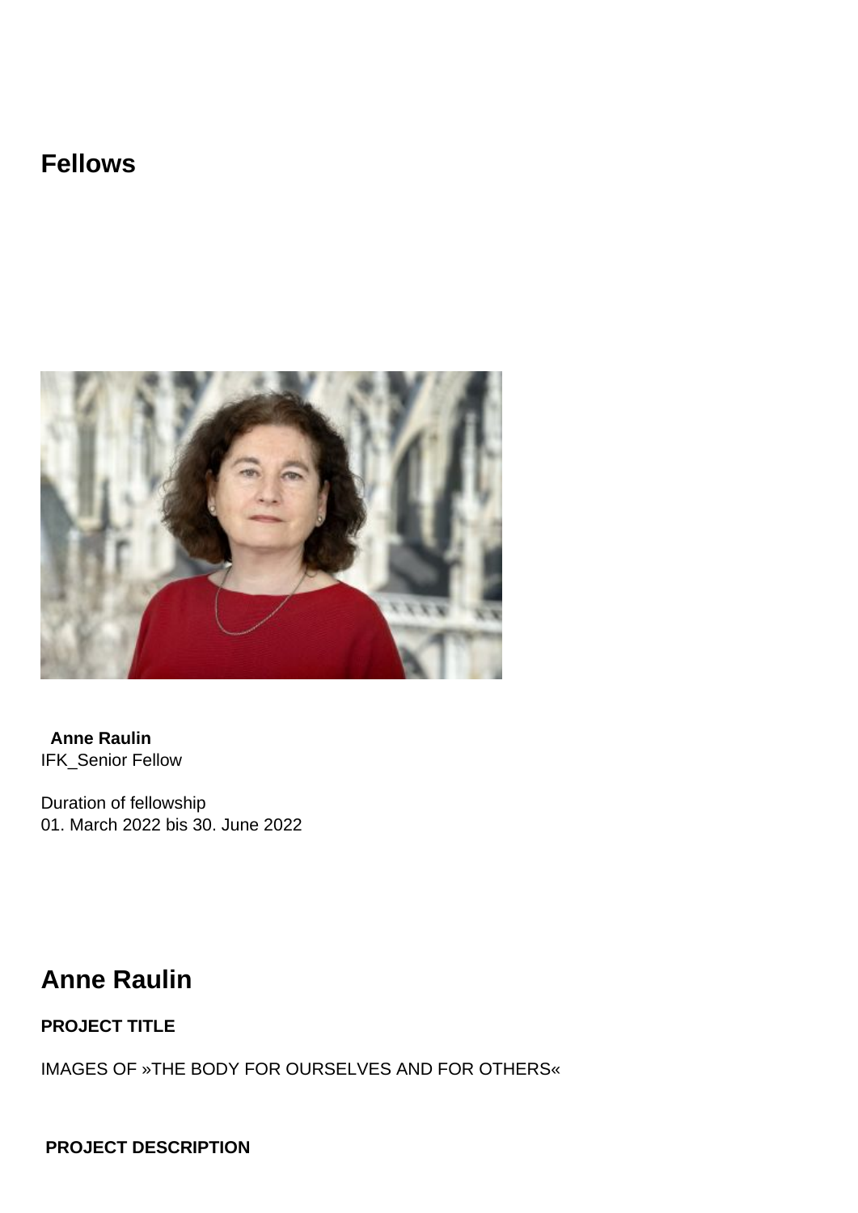# Fellows

**Anne Raulin**
IFK_Senior Fellow

Duration of fellowship
01. March 2022 bis 30. June 2022

## Anne Raulin

**PROJECT TITLE**

IMAGES OF »THE BODY FOR OURSELVES AND FOR OTHERS«

**PROJECT DESCRIPTION**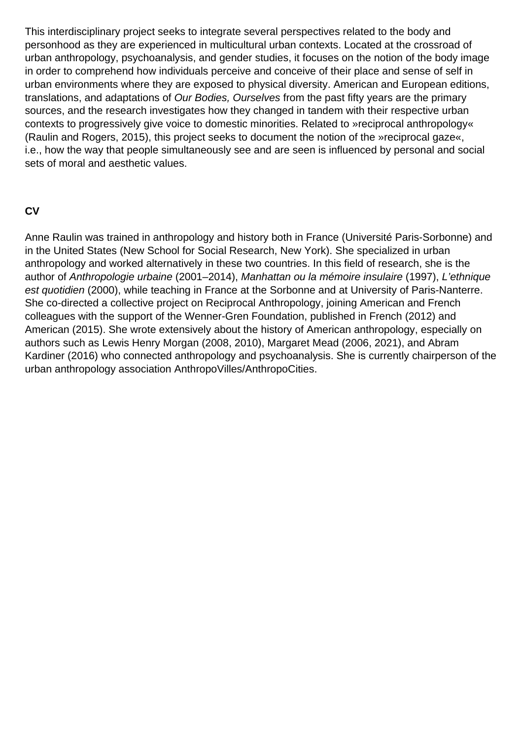This interdisciplinary project seeks to integrate several perspectives related to the body and personhood as they are experienced in multicultural urban contexts. Located at the crossroad of urban anthropology, psychoanalysis, and gender studies, it focuses on the notion of the body image in order to comprehend how individuals perceive and conceive of their place and sense of self in urban environments where they are exposed to physical diversity. American and European editions, translations, and adaptations of *Our Bodies, Ourselves* from the past fifty years are the primary sources, and the research investigates how they changed in tandem with their respective urban contexts to progressively give voice to domestic minorities. Related to »reciprocal anthropology« (Raulin and Rogers, 2015), this project seeks to document the notion of the »reciprocal gaze«, i.e., how the way that people simultaneously see and are seen is influenced by personal and social sets of moral and aesthetic values.

**CV**

Anne Raulin was trained in anthropology and history both in France (Université Paris-Sorbonne) and in the United States (New School for Social Research, New York). She specialized in urban anthropology and worked alternatively in these two countries. In this field of research, she is the author of *Anthropologie urbaine* (2001–2014), *Manhattan ou la mémoire insulaire* (1997), *L'ethnique est quotidien* (2000), while teaching in France at the Sorbonne and at University of Paris-Nanterre. She co-directed a collective project on Reciprocal Anthropology, joining American and French colleagues with the support of the Wenner-Gren Foundation, published in French (2012) and American (2015). She wrote extensively about the history of American anthropology, especially on authors such as Lewis Henry Morgan (2008, 2010), Margaret Mead (2006, 2021), and Abram Kardiner (2016) who connected anthropology and psychoanalysis. She is currently chairperson of the urban anthropology association AnthropoVilles/AnthropoCities.